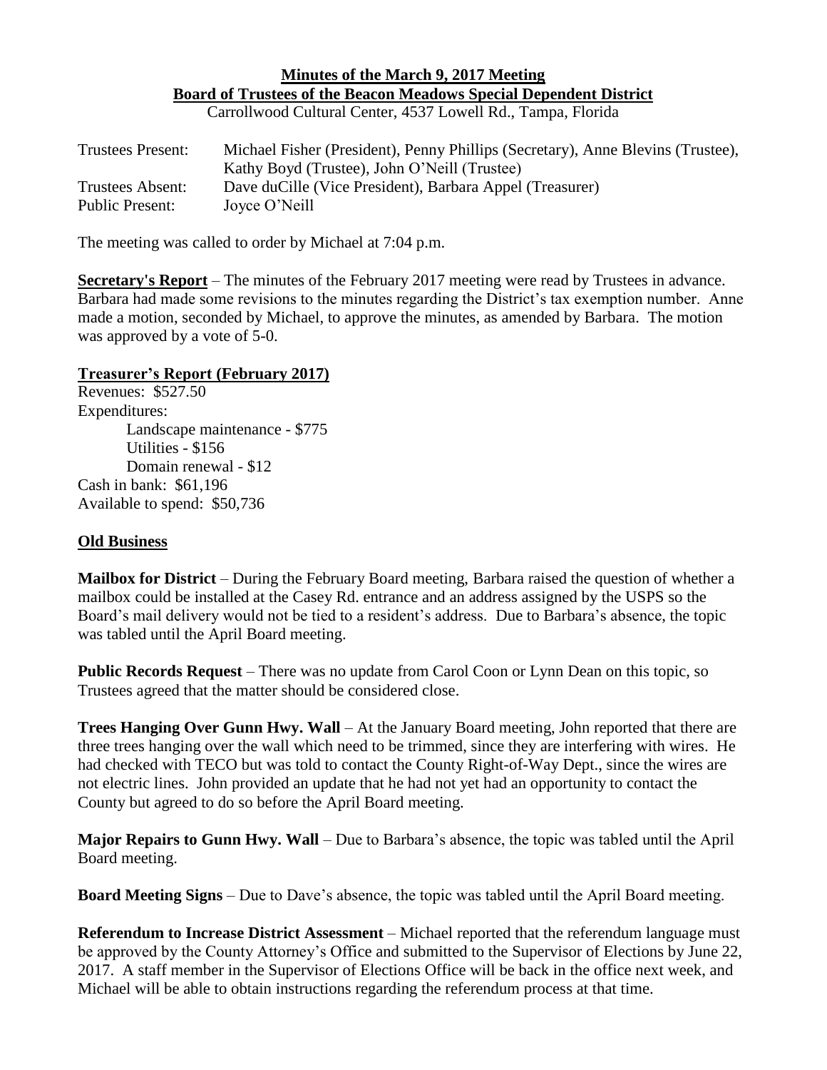# Minutes of the March 9, 2017 Meeting

## Board of Trustees of the Beacon Meadows Special Dependent District

Carrollwood Cultural Center, 4537 Lowell Rd., Tampa, Florida

| | |
|---|---|
| Trustees Present: | Michael Fisher (President), Penny Phillips (Secretary), Anne Blevins (Trustee), Kathy Boyd (Trustee), John O'Neill (Trustee) |
| Trustees Absent: | Dave duCille (Vice President), Barbara Appel (Treasurer) |
| Public Present: | Joyce O'Neill |

The meeting was called to order by Michael at 7:04 p.m.

**Secretary's Report** – The minutes of the February 2017 meeting were read by Trustees in advance. Barbara had made some revisions to the minutes regarding the District's tax exemption number. Anne made a motion, seconded by Michael, to approve the minutes, as amended by Barbara. The motion was approved by a vote of 5-0.

**Treasurer's Report (February 2017)**

Revenues: $527.50

Expenditures:

- Landscape maintenance - $775
- Utilities - $156
- Domain renewal - $12

Cash in bank: $61,196

Available to spend: $50,736

**Old Business**

**Mailbox for District** – During the February Board meeting, Barbara raised the question of whether a mailbox could be installed at the Casey Rd. entrance and an address assigned by the USPS so the Board's mail delivery would not be tied to a resident's address. Due to Barbara's absence, the topic was tabled until the April Board meeting.

**Public Records Request** – There was no update from Carol Coon or Lynn Dean on this topic, so Trustees agreed that the matter should be considered close.

**Trees Hanging Over Gunn Hwy. Wall** – At the January Board meeting, John reported that there are three trees hanging over the wall which need to be trimmed, since they are interfering with wires. He had checked with TECO but was told to contact the County Right-of-Way Dept., since the wires are not electric lines. John provided an update that he had not yet had an opportunity to contact the County but agreed to do so before the April Board meeting.

**Major Repairs to Gunn Hwy. Wall** – Due to Barbara's absence, the topic was tabled until the April Board meeting.

**Board Meeting Signs** – Due to Dave's absence, the topic was tabled until the April Board meeting.

**Referendum to Increase District Assessment** – Michael reported that the referendum language must be approved by the County Attorney's Office and submitted to the Supervisor of Elections by June 22, 2017. A staff member in the Supervisor of Elections Office will be back in the office next week, and Michael will be able to obtain instructions regarding the referendum process at that time.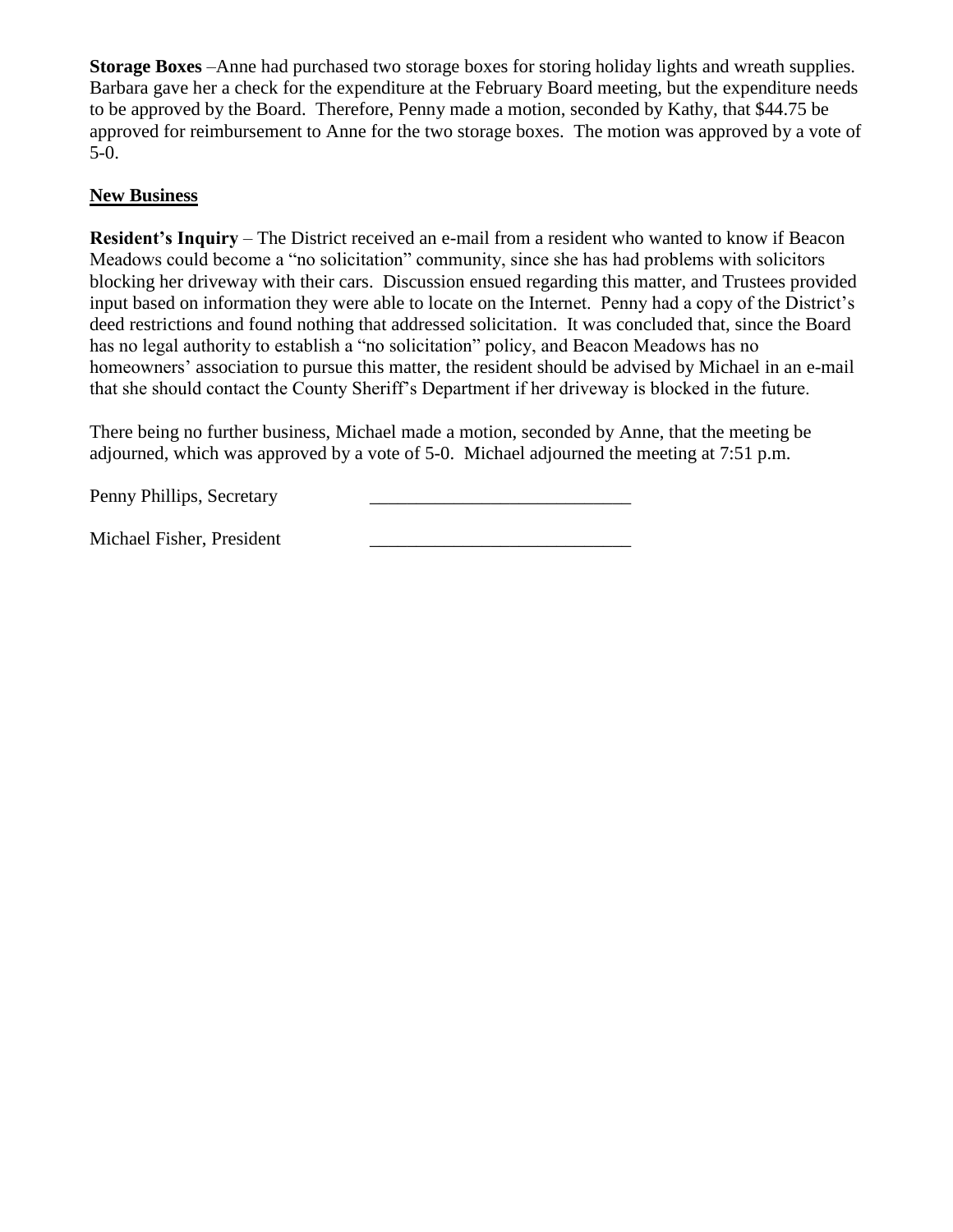**Storage Boxes** –Anne had purchased two storage boxes for storing holiday lights and wreath supplies. Barbara gave her a check for the expenditure at the February Board meeting, but the expenditure needs to be approved by the Board. Therefore, Penny made a motion, seconded by Kathy, that $44.75 be approved for reimbursement to Anne for the two storage boxes. The motion was approved by a vote of 5-0.

## New Business

**Resident's Inquiry** – The District received an e-mail from a resident who wanted to know if Beacon Meadows could become a "no solicitation" community, since she has had problems with solicitors blocking her driveway with their cars. Discussion ensued regarding this matter, and Trustees provided input based on information they were able to locate on the Internet. Penny had a copy of the District's deed restrictions and found nothing that addressed solicitation. It was concluded that, since the Board has no legal authority to establish a "no solicitation" policy, and Beacon Meadows has no homeowners' association to pursue this matter, the resident should be advised by Michael in an e-mail that she should contact the County Sheriff's Department if her driveway is blocked in the future.

There being no further business, Michael made a motion, seconded by Anne, that the meeting be adjourned, which was approved by a vote of 5-0. Michael adjourned the meeting at 7:51 p.m.

Penny Phillips, Secretary ____________________________

Michael Fisher, President ____________________________